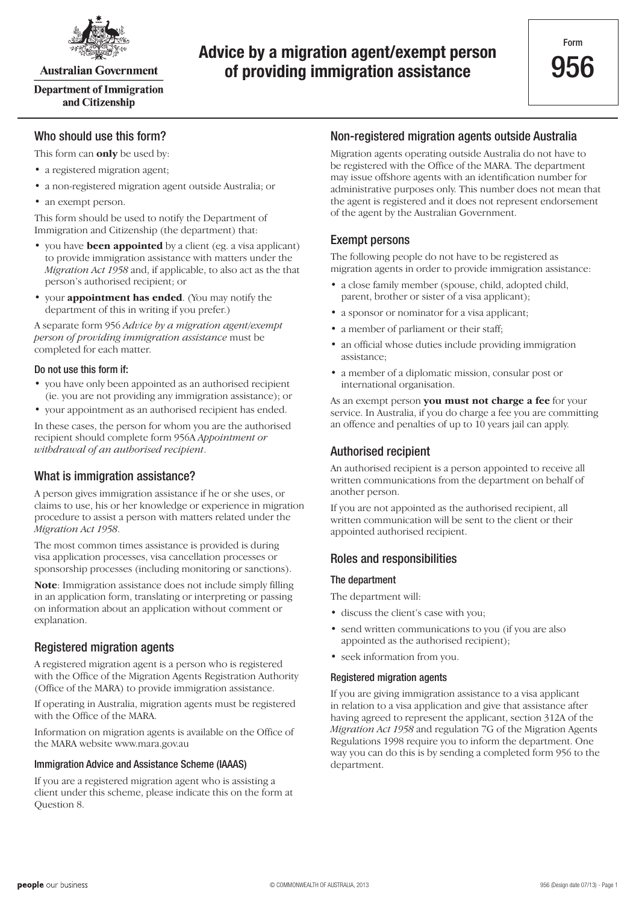Australian Government

Department of Immigration and Citizenship

# Advice by a migration agent/exempt person of providing immigration assistance

Form **956**

## Who should use this form?

This form can **only** be used by:

- a registered migration agent;
- a non-registered migration agent outside Australia; or
- an exempt person.

This form should be used to notify the Department of Immigration and Citizenship (the department) that:

- you have **been appointed** by a client (eg. a visa applicant) to provide immigration assistance with matters under the *Migration Act 1958* and, if applicable, to also act as the that person's authorised recipient; or
- your **appointment has ended**. (You may notify the department of this in writing if you prefer.)

A separate form 956 *Advice by a migration agent/exempt person of providing immigration assistance* must be completed for each matter.

### Do not use this form if:

- you have only been appointed as an authorised recipient (ie. you are not providing any immigration assistance); or
- your appointment as an authorised recipient has ended.

In these cases, the person for whom you are the authorised recipient should complete form 956A *Appointment or withdrawal of an authorised recipient*.

## What is immigration assistance?

A person gives immigration assistance if he or she uses, or claims to use, his or her knowledge or experience in migration procedure to assist a person with matters related under the *Migration Act 1958*.

The most common times assistance is provided is during visa application processes, visa cancellation processes or sponsorship processes (including monitoring or sanctions).

**Note**: Immigration assistance does not include simply filling in an application form, translating or interpreting or passing on information about an application without comment or explanation.

## Registered migration agents

A registered migration agent is a person who is registered with the Office of the Migration Agents Registration Authority (Office of the MARA) to provide immigration assistance.

If operating in Australia, migration agents must be registered with the Office of the MARA.

Information on migration agents is available on the Office of the MARA website www.mara.gov.au

### Immigration Advice and Assistance Scheme (IAAAS)

If you are a registered migration agent who is assisting a client under this scheme, please indicate this on the form at Question 8.

## Non-registered migration agents outside Australia

Migration agents operating outside Australia do not have to be registered with the Office of the MARA. The department may issue offshore agents with an identification number for administrative purposes only. This number does not mean that the agent is registered and it does not represent endorsement of the agent by the Australian Government.

## Exempt persons

The following people do not have to be registered as migration agents in order to provide immigration assistance:

- a close family member (spouse, child, adopted child, parent, brother or sister of a visa applicant);
- a sponsor or nominator for a visa applicant;
- a member of parliament or their staff;
- an official whose duties include providing immigration assistance;
- a member of a diplomatic mission, consular post or international organisation.

As an exempt person **you must not charge a fee** for your service. In Australia, if you do charge a fee you are committing an offence and penalties of up to 10 years jail can apply.

## Authorised recipient

An authorised recipient is a person appointed to receive all written communications from the department on behalf of another person.

If you are not appointed as the authorised recipient, all written communication will be sent to the client or their appointed authorised recipient.

## Roles and responsibilities

### The department

The department will:

- discuss the client's case with you;
- send written communications to you (if you are also appointed as the authorised recipient);
- seek information from you.

### Registered migration agents

If you are giving immigration assistance to a visa applicant in relation to a visa application and give that assistance after having agreed to represent the applicant, section 312A of the *Migration Act 1958* and regulation 7G of the Migration Agents Regulations 1998 require you to inform the department. One way you can do this is by sending a completed form 956 to the department.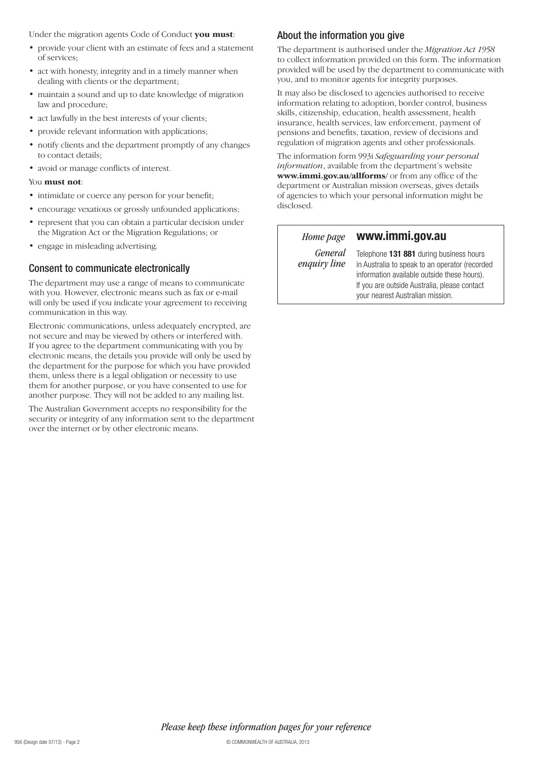Under the migration agents Code of Conduct **you must**:

- provide your client with an estimate of fees and a statement of services;
- act with honesty, integrity and in a timely manner when dealing with clients or the department;
- maintain a sound and up to date knowledge of migration law and procedure;
- act lawfully in the best interests of your clients;
- provide relevant information with applications;
- notify clients and the department promptly of any changes to contact details;
- avoid or manage conflicts of interest.

You **must not**:

- intimidate or coerce any person for your benefit;
- encourage vexatious or grossly unfounded applications;
- represent that you can obtain a particular decision under the Migration Act or the Migration Regulations; or
- engage in misleading advertising.

## Consent to communicate electronically

The department may use a range of means to communicate with you. However, electronic means such as fax or e-mail will only be used if you indicate your agreement to receiving communication in this way.

Electronic communications, unless adequately encrypted, are not secure and may be viewed by others or interfered with. If you agree to the department communicating with you by electronic means, the details you provide will only be used by the department for the purpose for which you have provided them, unless there is a legal obligation or necessity to use them for another purpose, or you have consented to use for another purpose. They will not be added to any mailing list.

The Australian Government accepts no responsibility for the security or integrity of any information sent to the department over the internet or by other electronic means.

## About the information you give

The department is authorised under the *Migration Act 1958* to collect information provided on this form. The information provided will be used by the department to communicate with you, and to monitor agents for integrity purposes.

It may also be disclosed to agencies authorised to receive information relating to adoption, border control, business skills, citizenship, education, health assessment, health insurance, health services, law enforcement, payment of pensions and benefits, taxation, review of decisions and regulation of migration agents and other professionals.

The information form 993i *Safeguarding your personal information*, available from the department's website **www.immi.gov.au/allforms/** or from any office of the department or Australian mission overseas, gives details of agencies to which your personal information might be disclosed.

| | |
|---|---|
| *Home page* | **www.immi.gov.au** |
| *General enquiry line* | Telephone **131 881** during business hours in Australia to speak to an operator (recorded information available outside these hours). If you are outside Australia, please contact your nearest Australian mission. |

*Please keep these information pages for your reference*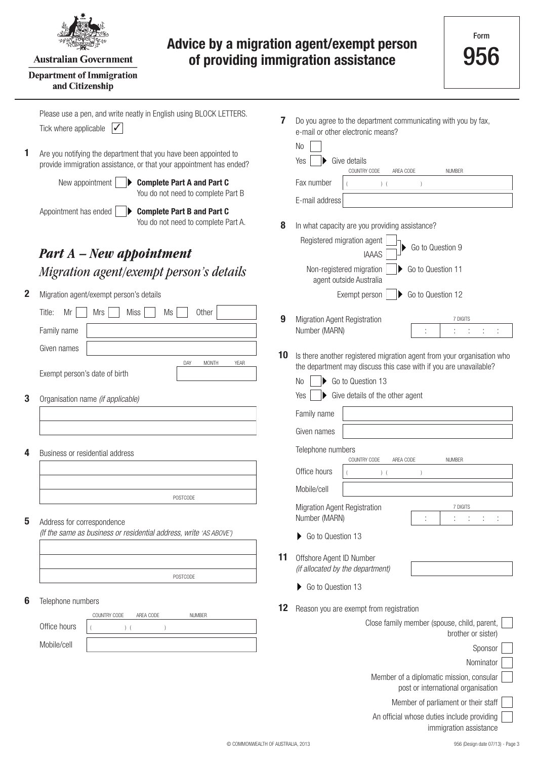Australian Government

Department of Immigration and Citizenship

# Advice by a migration agent/exempt person of providing immigration assistance

Form **956**

Please use a pen, and write neatly in English using BLOCK LETTERS.

Tick where applicable ✓

**1** Are you notifying the department that you have been appointed to provide immigration assistance, or that your appointment has ended?

New appointment ☐ ▶ **Complete Part A and Part C**
You do not need to complete Part B

Appointment has ended ☐ ▶ **Complete Part B and Part C**
You do not need to complete Part A.

## *Part A – New appointment*

### *Migration agent/exempt person's details*

**2** Migration agent/exempt person's details

Title: Mr ☐ Mrs ☐ Miss ☐ Ms ☐ Other ______

Family name ______

Given names ______

Exempt person's date of birth DAY MONTH YEAR ______

**3** Organisation name *(if applicable)*

______

**4** Business or residential address

______

POSTCODE ______

**5** Address for correspondence
*(If the same as business or residential address, write 'AS ABOVE')*

______

POSTCODE ______

**6** Telephone numbers

Office hours COUNTRY CODE ( ) AREA CODE ( ) NUMBER ______

Mobile/cell ______

**7** Do you agree to the department communicating with you by fax, e-mail or other electronic means?

No ☐

Yes ☐ ▶ Give details

Fax number COUNTRY CODE ( ) AREA CODE ( ) NUMBER ______

E-mail address ______

**8** In what capacity are you providing assistance?

Registered migration agent ☐
IAAAS ☐ ▶ Go to Question 9

Non-registered migration agent outside Australia ☐ ▶ Go to Question 11

Exempt person ☐ ▶ Go to Question 12

**9** Migration Agent Registration Number (MARN) 7 DIGITS ______

**10** Is there another registered migration agent from your organisation who the department may discuss this case with if you are unavailable?

No ☐ ▶ Go to Question 13

Yes ☐ ▶ Give details of the other agent

Family name ______

Given names ______

Telephone numbers

Office hours COUNTRY CODE ( ) AREA CODE ( ) NUMBER ______

Mobile/cell ______

Migration Agent Registration Number (MARN) 7 DIGITS ______

▶ Go to Question 13

**11** Offshore Agent ID Number
*(if allocated by the department)* ______

▶ Go to Question 13

**12** Reason you are exempt from registration

Close family member (spouse, child, parent, brother or sister) ☐

Sponsor ☐

Nominator ☐

Member of a diplomatic mission, consular post or international organisation ☐

Member of parliament or their staff ☐

An official whose duties include providing immigration assistance ☐

© COMMONWEALTH OF AUSTRALIA, 2013

956 (Design date 07/13)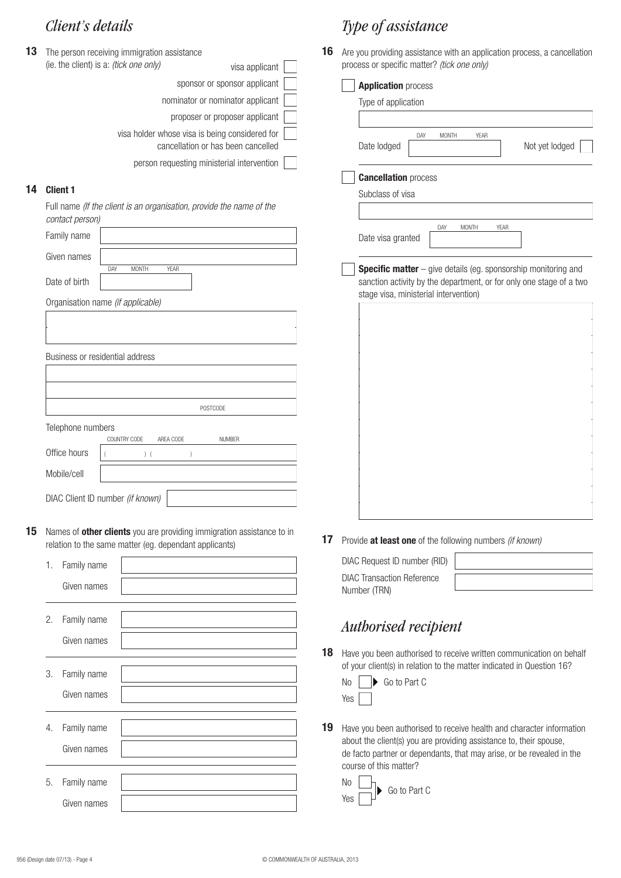## *Client's details*

**13** The person receiving immigration assistance (ie. the client) is a: *(tick one only)*

- visa applicant ☐
- sponsor or sponsor applicant ☐
- nominator or nominator applicant ☐
- proposer or proposer applicant ☐
- visa holder whose visa is being considered for cancellation or has been cancelled ☐
- person requesting ministerial intervention ☐

**14** **Client 1**

Full name *(If the client is an organisation, provide the name of the contact person)*

Family name

Given names

Date of birth (DAY MONTH YEAR)

Organisation name *(if applicable)*

Business or residential address

POSTCODE

Telephone numbers

COUNTRY CODE AREA CODE NUMBER

Office hours ( ) ( )

Mobile/cell

DIAC Client ID number *(if known)*

**15** Names of **other clients** you are providing immigration assistance to in relation to the same matter (eg. dependant applicants)

1. Family name
   Given names
2. Family name
   Given names
3. Family name
   Given names
4. Family name
   Given names
5. Family name
   Given names

## *Type of assistance*

**16** Are you providing assistance with an application process, a cancellation process or specific matter? *(tick one only)*

☐ **Application** process

Type of application

Date lodged (DAY MONTH YEAR) Not yet lodged ☐

☐ **Cancellation** process

Subclass of visa

Date visa granted (DAY MONTH YEAR)

☐ **Specific matter** – give details (eg. sponsorship monitoring and sanction activity by the department, or for only one stage of a two stage visa, ministerial intervention)

**17** Provide **at least one** of the following numbers *(if known)*

DIAC Request ID number (RID)

DIAC Transaction Reference Number (TRN)

## *Authorised recipient*

**18** Have you been authorised to receive written communication on behalf of your client(s) in relation to the matter indicated in Question 16?

No ☐ ▶ Go to Part C

Yes ☐

**19** Have you been authorised to receive health and character information about the client(s) you are providing assistance to, their spouse, de facto partner or dependants, that may arise, or be revealed in the course of this matter?

No ☐

Yes ☐

▶ Go to Part C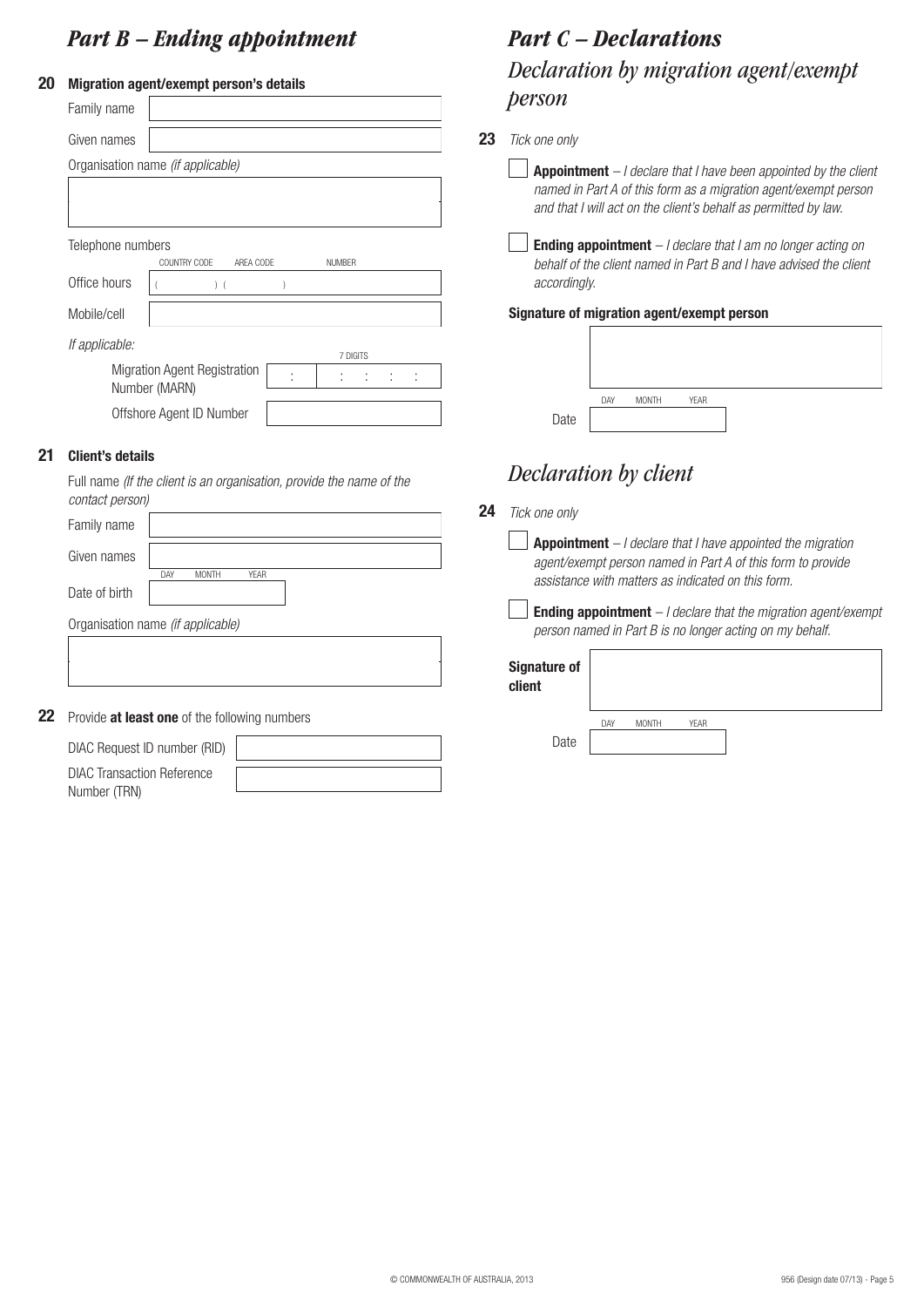# Part B – Ending appointment

**20 Migration agent/exempt person's details**

Family name

Given names

Organisation name *(if applicable)*

Telephone numbers

COUNTRY CODE AREA CODE NUMBER

Office hours ( ) ( )

Mobile/cell

*If applicable:*

Migration Agent Registration Number (MARN) — 7 DIGITS

Offshore Agent ID Number

**21 Client's details**

Full name *(If the client is an organisation, provide the name of the contact person)*

Family name

Given names

Date of birth DAY MONTH YEAR

Organisation name *(if applicable)*

**22** Provide **at least one** of the following numbers

DIAC Request ID number (RID)

DIAC Transaction Reference Number (TRN)

# Part C – Declarations

## Declaration by migration agent/exempt person

**23** *Tick one only*

☐ **Appointment** – *I declare that I have been appointed by the client named in Part A of this form as a migration agent/exempt person and that I will act on the client's behalf as permitted by law.*

☐ **Ending appointment** – *I declare that I am no longer acting on behalf of the client named in Part B and I have advised the client accordingly.*

**Signature of migration agent/exempt person**

Date DAY MONTH YEAR

## Declaration by client

**24** *Tick one only*

☐ **Appointment** – *I declare that I have appointed the migration agent/exempt person named in Part A of this form to provide assistance with matters as indicated on this form.*

☐ **Ending appointment** – *I declare that the migration agent/exempt person named in Part B is no longer acting on my behalf.*

**Signature of client**

Date DAY MONTH YEAR

© COMMONWEALTH OF AUSTRALIA, 2013

956 (Design date 07/13)